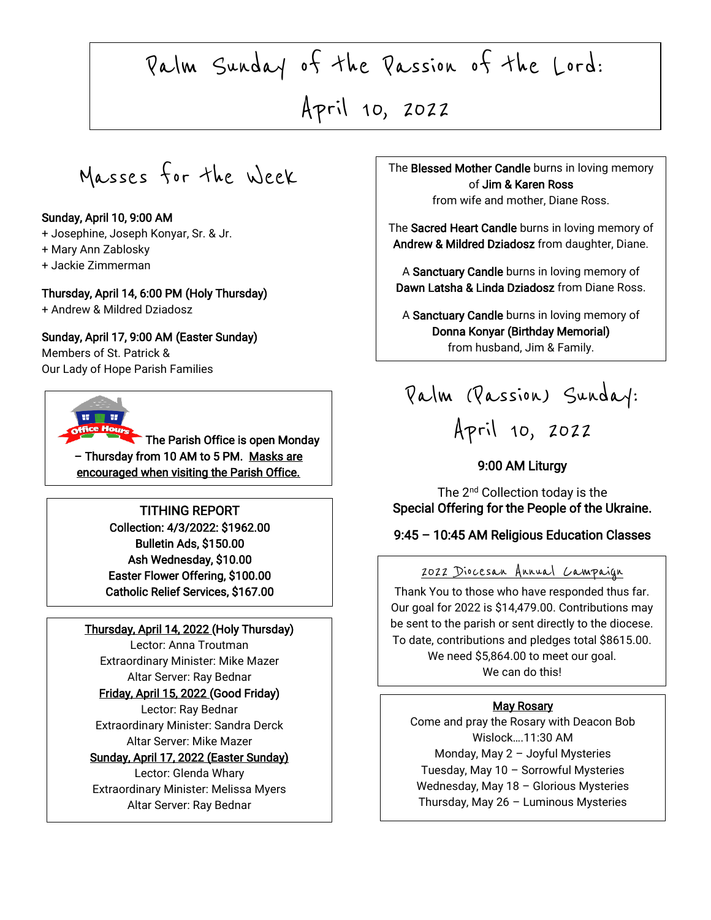# Palm Sunday of the Passion of the Lord: April 10, 2022

## Masses for the Week

**Sunday, April 10, 9:00 AM**
+ Josephine, Joseph Konyar, Sr. & Jr.
+ Mary Ann Zablosky
+ Jackie Zimmerman

**Thursday, April 14, 6:00 PM (Holy Thursday)**
+ Andrew & Mildred Dziadosz

**Sunday, April 17, 9:00 AM (Easter Sunday)**
Members of St. Patrick &
Our Lady of Hope Parish Families

**The Parish Office is open Monday – Thursday from 10 AM to 5 PM.** **Masks are encouraged when visiting the Parish Office.**

**TITHING REPORT**
**Collection: 4/3/2022: $1962.00**
**Bulletin Ads, $150.00**
**Ash Wednesday, $10.00**
**Easter Flower Offering, $100.00**
**Catholic Relief Services, $167.00**

**Thursday, April 14, 2022 (Holy Thursday)**
Lector: Anna Troutman
Extraordinary Minister: Mike Mazer
Altar Server: Ray Bednar

**Friday, April 15, 2022 (Good Friday)**
Lector: Ray Bednar
Extraordinary Minister: Sandra Derck
Altar Server: Mike Mazer

**Sunday, April 17, 2022 (Easter Sunday)**
Lector: Glenda Whary
Extraordinary Minister: Melissa Myers
Altar Server: Ray Bednar

The **Blessed Mother Candle** burns in loving memory of **Jim & Karen Ross** from wife and mother, Diane Ross.

The **Sacred Heart Candle** burns in loving memory of **Andrew & Mildred Dziadosz** from daughter, Diane.

A **Sanctuary Candle** burns in loving memory of **Dawn Latsha & Linda Dziadosz** from Diane Ross.

A **Sanctuary Candle** burns in loving memory of **Donna Konyar (Birthday Memorial)** from husband, Jim & Family.

## Palm (Passion) Sunday: April 10, 2022

**9:00 AM Liturgy**

The 2nd Collection today is the **Special Offering for the People of the Ukraine.**

**9:45 – 10:45 AM Religious Education Classes**

### 2022 Diocesan Annual Campaign

Thank You to those who have responded thus far. Our goal for 2022 is $14,479.00. Contributions may be sent to the parish or sent directly to the diocese. To date, contributions and pledges total $8615.00. We need $5,864.00 to meet our goal. We can do this!

**May Rosary**

Come and pray the Rosary with Deacon Bob Wislock….11:30 AM
Monday, May 2 – Joyful Mysteries
Tuesday, May 10 – Sorrowful Mysteries
Wednesday, May 18 – Glorious Mysteries
Thursday, May 26 – Luminous Mysteries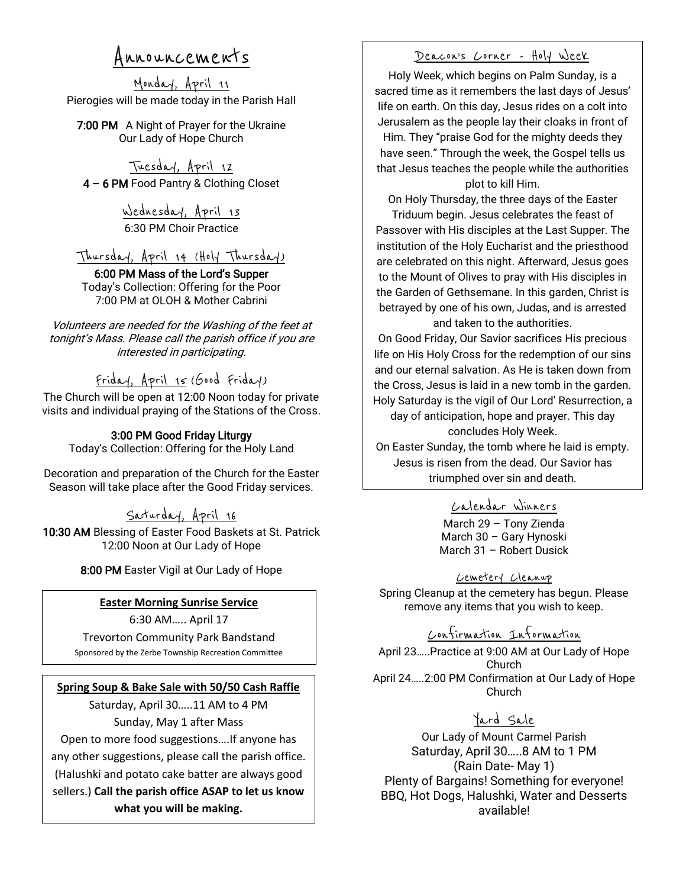# Announcements

## Monday, April 11

Pierogies will be made today in the Parish Hall

**7:00 PM** A Night of Prayer for the Ukraine
Our Lady of Hope Church

## Tuesday, April 12

**4 – 6 PM** Food Pantry & Clothing Closet

## Wednesday, April 13

6:30 PM Choir Practice

## Thursday, April 14 (Holy Thursday)

**6:00 PM Mass of the Lord's Supper**
Today's Collection: Offering for the Poor
7:00 PM at OLOH & Mother Cabrini

*Volunteers are needed for the Washing of the feet at tonight's Mass. Please call the parish office if you are interested in participating.*

## Friday, April 15 (Good Friday)

The Church will be open at 12:00 Noon today for private visits and individual praying of the Stations of the Cross.

**3:00 PM Good Friday Liturgy**
Today's Collection: Offering for the Holy Land

Decoration and preparation of the Church for the Easter Season will take place after the Good Friday services.

## Saturday, April 16

**10:30 AM** Blessing of Easter Food Baskets at St. Patrick
12:00 Noon at Our Lady of Hope

**8:00 PM** Easter Vigil at Our Lady of Hope

**Easter Morning Sunrise Service**

6:30 AM….. April 17
Trevorton Community Park Bandstand
Sponsored by the Zerbe Township Recreation Committee

**Spring Soup & Bake Sale with 50/50 Cash Raffle**

Saturday, April 30…..11 AM to 4 PM
Sunday, May 1 after Mass
Open to more food suggestions….If anyone has any other suggestions, please call the parish office. (Halushki and potato cake batter are always good sellers.) **Call the parish office ASAP to let us know what you will be making.**

## Deacon's Corner - Holy Week

Holy Week, which begins on Palm Sunday, is a sacred time as it remembers the last days of Jesus' life on earth. On this day, Jesus rides on a colt into Jerusalem as the people lay their cloaks in front of Him. They "praise God for the mighty deeds they have seen." Through the week, the Gospel tells us that Jesus teaches the people while the authorities plot to kill Him.

On Holy Thursday, the three days of the Easter Triduum begin. Jesus celebrates the feast of Passover with His disciples at the Last Supper. The institution of the Holy Eucharist and the priesthood are celebrated on this night. Afterward, Jesus goes to the Mount of Olives to pray with His disciples in the Garden of Gethsemane. In this garden, Christ is betrayed by one of his own, Judas, and is arrested and taken to the authorities.

On Good Friday, Our Savior sacrifices His precious life on His Holy Cross for the redemption of our sins and our eternal salvation. As He is taken down from the Cross, Jesus is laid in a new tomb in the garden. Holy Saturday is the vigil of Our Lord' Resurrection, a day of anticipation, hope and prayer. This day concludes Holy Week.

On Easter Sunday, the tomb where he laid is empty. Jesus is risen from the dead. Our Savior has triumphed over sin and death.

## Calendar Winners

March 29 – Tony Zienda
March 30 – Gary Hynoski
March 31 – Robert Dusick

## Cemetery Cleanup

Spring Cleanup at the cemetery has begun. Please remove any items that you wish to keep.

## Confirmation Information

April 23…..Practice at 9:00 AM at Our Lady of Hope Church
April 24…..2:00 PM Confirmation at Our Lady of Hope Church

## Yard Sale

Our Lady of Mount Carmel Parish
Saturday, April 30…..8 AM to 1 PM
(Rain Date- May 1)
Plenty of Bargains! Something for everyone!
BBQ, Hot Dogs, Halushki, Water and Desserts available!